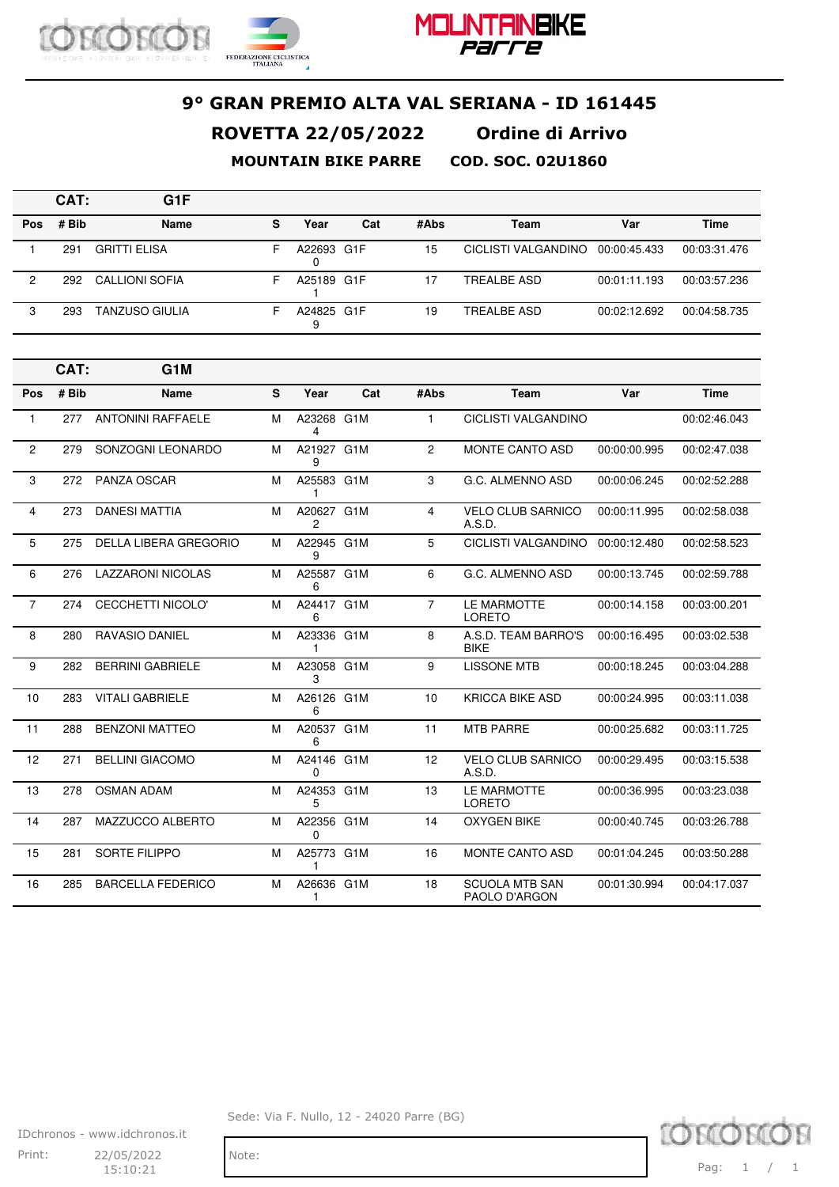# 9° GRAN PREMIO ALTA VAL SERIANA - ID 161445

## ROVETTA 22/05/2022 Ordine di Arrivo

### MOUNTAIN BIKE PARRE COD. SOC. 02U1860

**CAT: G1F**

| Pos | # Bib | Name | S | Year | Cat | #Abs | Team | Var | Time |
|---|---|---|---|---|---|---|---|---|---|
| 1 | 291 | GRITTI ELISA | F | A226930 | G1F | 15 | CICLISTI VALGANDINO | 00:00:45.433 | 00:03:31.476 |
| 2 | 292 | CALLIONI SOFIA | F | A251891 | G1F | 17 | TREALBE ASD | 00:01:11.193 | 00:03:57.236 |
| 3 | 293 | TANZUSO GIULIA | F | A248259 | G1F | 19 | TREALBE ASD | 00:02:12.692 | 00:04:58.735 |

**CAT: G1M**

| Pos | # Bib | Name | S | Year | Cat | #Abs | Team | Var | Time |
|---|---|---|---|---|---|---|---|---|---|
| 1 | 277 | ANTONINI RAFFAELE | M | A232684 | G1M | 1 | CICLISTI VALGANDINO | | 00:02:46.043 |
| 2 | 279 | SONZOGNI LEONARDO | M | A219279 | G1M | 2 | MONTE CANTO ASD | 00:00:00.995 | 00:02:47.038 |
| 3 | 272 | PANZA OSCAR | M | A255831 | G1M | 3 | G.C. ALMENNO ASD | 00:00:06.245 | 00:02:52.288 |
| 4 | 273 | DANESI MATTIA | M | A206272 | G1M | 4 | VELO CLUB SARNICO A.S.D. | 00:00:11.995 | 00:02:58.038 |
| 5 | 275 | DELLA LIBERA GREGORIO | M | A229459 | G1M | 5 | CICLISTI VALGANDINO | 00:00:12.480 | 00:02:58.523 |
| 6 | 276 | LAZZARONI NICOLAS | M | A255876 | G1M | 6 | G.C. ALMENNO ASD | 00:00:13.745 | 00:02:59.788 |
| 7 | 274 | CECCHETTI NICOLO' | M | A244176 | G1M | 7 | LE MARMOTTE LORETO | 00:00:14.158 | 00:03:00.201 |
| 8 | 280 | RAVASIO DANIEL | M | A233361 | G1M | 8 | A.S.D. TEAM BARRO'S BIKE | 00:00:16.495 | 00:03:02.538 |
| 9 | 282 | BERRINI GABRIELE | M | A230583 | G1M | 9 | LISSONE MTB | 00:00:18.245 | 00:03:04.288 |
| 10 | 283 | VITALI GABRIELE | M | A261266 | G1M | 10 | KRICCA BIKE ASD | 00:00:24.995 | 00:03:11.038 |
| 11 | 288 | BENZONI MATTEO | M | A205376 | G1M | 11 | MTB PARRE | 00:00:25.682 | 00:03:11.725 |
| 12 | 271 | BELLINI GIACOMO | M | A241460 | G1M | 12 | VELO CLUB SARNICO A.S.D. | 00:00:29.495 | 00:03:15.538 |
| 13 | 278 | OSMAN ADAM | M | A243535 | G1M | 13 | LE MARMOTTE LORETO | 00:00:36.995 | 00:03:23.038 |
| 14 | 287 | MAZZUCCO ALBERTO | M | A223560 | G1M | 14 | OXYGEN BIKE | 00:00:40.745 | 00:03:26.788 |
| 15 | 281 | SORTE FILIPPO | M | A257731 | G1M | 16 | MONTE CANTO ASD | 00:01:04.245 | 00:03:50.288 |
| 16 | 285 | BARCELLA FEDERICO | M | A266361 | G1M | 18 | SCUOLA MTB SAN PAOLO D'ARGON | 00:01:30.994 | 00:04:17.037 |

Sede: Via F. Nullo, 12 - 24020 Parre (BG)

IDchronos - www.idchronos.it

Print: 22/05/2022 15:10:21

Note: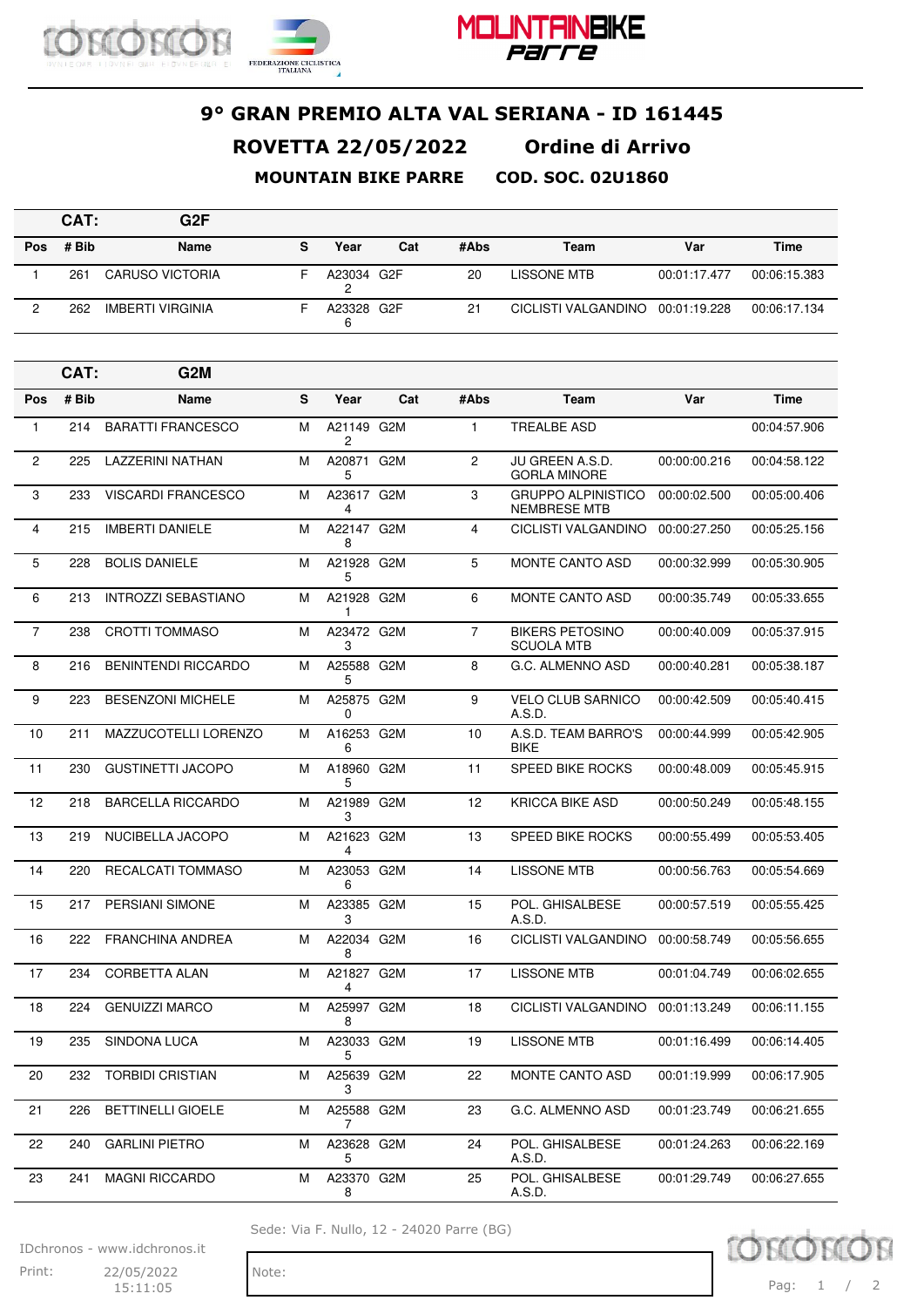# 9° GRAN PREMIO ALTA VAL SERIANA - ID 161445

## ROVETTA 22/05/2022 Ordine di Arrivo

### MOUNTAIN BIKE PARRE COD. SOC. 02U1860

**CAT: G2F**

| Pos | # Bib | Name | S | Year | Cat | #Abs | Team | Var | Time |
|---|---|---|---|---|---|---|---|---|---|
| 1 | 261 | CARUSO VICTORIA | F | A230342 | G2F | 20 | LISSONE MTB | 00:01:17.477 | 00:06:15.383 |
| 2 | 262 | IMBERTI VIRGINIA | F | A233286 | G2F | 21 | CICLISTI VALGANDINO | 00:01:19.228 | 00:06:17.134 |

**CAT: G2M**

| Pos | # Bib | Name | S | Year | Cat | #Abs | Team | Var | Time |
|---|---|---|---|---|---|---|---|---|---|
| 1 | 214 | BARATTI FRANCESCO | M | A211492 | G2M | 1 | TREALBE ASD | | 00:04:57.906 |
| 2 | 225 | LAZZERINI NATHAN | M | A208715 | G2M | 2 | JU GREEN A.S.D. GORLA MINORE | 00:00:00.216 | 00:04:58.122 |
| 3 | 233 | VISCARDI FRANCESCO | M | A236174 | G2M | 3 | GRUPPO ALPINISTICO NEMBRESE MTB | 00:00:02.500 | 00:05:00.406 |
| 4 | 215 | IMBERTI DANIELE | M | A221478 | G2M | 4 | CICLISTI VALGANDINO | 00:00:27.250 | 00:05:25.156 |
| 5 | 228 | BOLIS DANIELE | M | A219285 | G2M | 5 | MONTE CANTO ASD | 00:00:32.999 | 00:05:30.905 |
| 6 | 213 | INTROZZI SEBASTIANO | M | A219281 | G2M | 6 | MONTE CANTO ASD | 00:00:35.749 | 00:05:33.655 |
| 7 | 238 | CROTTI TOMMASO | M | A234723 | G2M | 7 | BIKERS PETOSINO SCUOLA MTB | 00:00:40.009 | 00:05:37.915 |
| 8 | 216 | BENINTENDI RICCARDO | M | A255885 | G2M | 8 | G.C. ALMENNO ASD | 00:00:40.281 | 00:05:38.187 |
| 9 | 223 | BESENZONI MICHELE | M | A258750 | G2M | 9 | VELO CLUB SARNICO A.S.D. | 00:00:42.509 | 00:05:40.415 |
| 10 | 211 | MAZZUCOTELLI LORENZO | M | A162536 | G2M | 10 | A.S.D. TEAM BARRO'S BIKE | 00:00:44.999 | 00:05:42.905 |
| 11 | 230 | GUSTINETTI JACOPO | M | A189605 | G2M | 11 | SPEED BIKE ROCKS | 00:00:48.009 | 00:05:45.915 |
| 12 | 218 | BARCELLA RICCARDO | M | A219893 | G2M | 12 | KRICCA BIKE ASD | 00:00:50.249 | 00:05:48.155 |
| 13 | 219 | NUCIBELLA JACOPO | M | A216234 | G2M | 13 | SPEED BIKE ROCKS | 00:00:55.499 | 00:05:53.405 |
| 14 | 220 | RECALCATI TOMMASO | M | A230536 | G2M | 14 | LISSONE MTB | 00:00:56.763 | 00:05:54.669 |
| 15 | 217 | PERSIANI SIMONE | M | A233853 | G2M | 15 | POL. GHISALBESE A.S.D. | 00:00:57.519 | 00:05:55.425 |
| 16 | 222 | FRANCHINA ANDREA | M | A220348 | G2M | 16 | CICLISTI VALGANDINO | 00:00:58.749 | 00:05:56.655 |
| 17 | 234 | CORBETTA ALAN | M | A218274 | G2M | 17 | LISSONE MTB | 00:01:04.749 | 00:06:02.655 |
| 18 | 224 | GENUIZZI MARCO | M | A259978 | G2M | 18 | CICLISTI VALGANDINO | 00:01:13.249 | 00:06:11.155 |
| 19 | 235 | SINDONA LUCA | M | A230335 | G2M | 19 | LISSONE MTB | 00:01:16.499 | 00:06:14.405 |
| 20 | 232 | TORBIDI CRISTIAN | M | A256393 | G2M | 22 | MONTE CANTO ASD | 00:01:19.999 | 00:06:17.905 |
| 21 | 226 | BETTINELLI GIOELE | M | A255887 | G2M | 23 | G.C. ALMENNO ASD | 00:01:23.749 | 00:06:21.655 |
| 22 | 240 | GARLINI PIETRO | M | A236285 | G2M | 24 | POL. GHISALBESE A.S.D. | 00:01:24.263 | 00:06:22.169 |
| 23 | 241 | MAGNI RICCARDO | M | A233708 | G2M | 25 | POL. GHISALBESE A.S.D. | 00:01:29.749 | 00:06:27.655 |

Sede: Via F. Nullo, 12 - 24020 Parre (BG)

IDchronos - www.idchronos.it

Print: 22/05/2022 15:11:05

Note: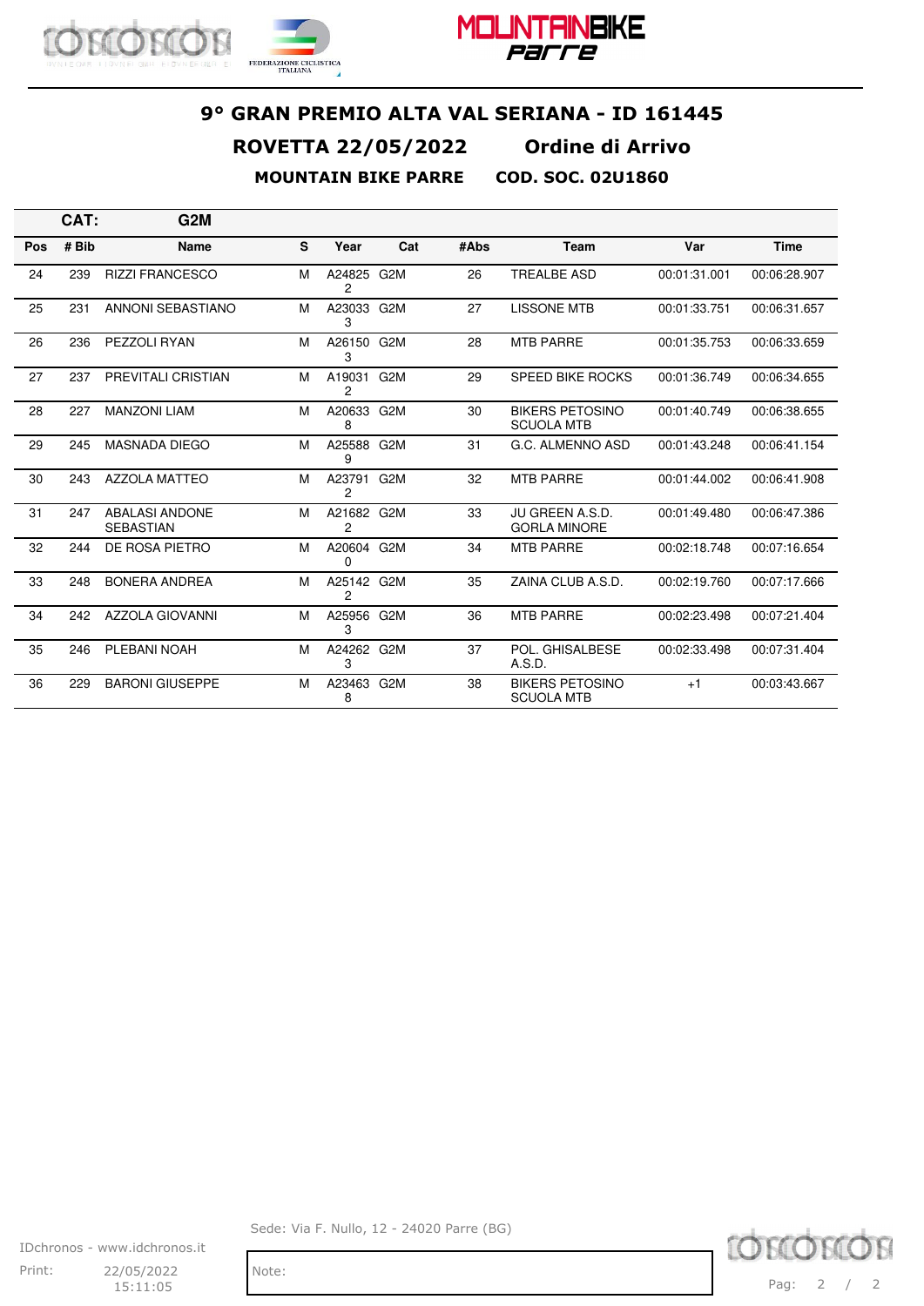# 9° GRAN PREMIO ALTA VAL SERIANA - ID 161445

## ROVETTA 22/05/2022 Ordine di Arrivo

### MOUNTAIN BIKE PARRE COD. SOC. 02U1860

**CAT: G2M**

| Pos | # Bib | Name | S | Year | Cat | #Abs | Team | Var | Time |
|---|---|---|---|---|---|---|---|---|---|
| 24 | 239 | RIZZI FRANCESCO | M | A248252 | G2M | 26 | TREALBE ASD | 00:01:31.001 | 00:06:28.907 |
| 25 | 231 | ANNONI SEBASTIANO | M | A230333 | G2M | 27 | LISSONE MTB | 00:01:33.751 | 00:06:31.657 |
| 26 | 236 | PEZZOLI RYAN | M | A261503 | G2M | 28 | MTB PARRE | 00:01:35.753 | 00:06:33.659 |
| 27 | 237 | PREVITALI CRISTIAN | M | A190312 | G2M | 29 | SPEED BIKE ROCKS | 00:01:36.749 | 00:06:34.655 |
| 28 | 227 | MANZONI LIAM | M | A206338 | G2M | 30 | BIKERS PETOSINO SCUOLA MTB | 00:01:40.749 | 00:06:38.655 |
| 29 | 245 | MASNADA DIEGO | M | A255889 | G2M | 31 | G.C. ALMENNO ASD | 00:01:43.248 | 00:06:41.154 |
| 30 | 243 | AZZOLA MATTEO | M | A237912 | G2M | 32 | MTB PARRE | 00:01:44.002 | 00:06:41.908 |
| 31 | 247 | ABALASI ANDONE SEBASTIAN | M | A216822 | G2M | 33 | JU GREEN A.S.D. GORLA MINORE | 00:01:49.480 | 00:06:47.386 |
| 32 | 244 | DE ROSA PIETRO | M | A206040 | G2M | 34 | MTB PARRE | 00:02:18.748 | 00:07:16.654 |
| 33 | 248 | BONERA ANDREA | M | A251422 | G2M | 35 | ZAINA CLUB A.S.D. | 00:02:19.760 | 00:07:17.666 |
| 34 | 242 | AZZOLA GIOVANNI | M | A259563 | G2M | 36 | MTB PARRE | 00:02:23.498 | 00:07:21.404 |
| 35 | 246 | PLEBANI NOAH | M | A242623 | G2M | 37 | POL. GHISALBESE A.S.D. | 00:02:33.498 | 00:07:31.404 |
| 36 | 229 | BARONI GIUSEPPE | M | A234638 | G2M | 38 | BIKERS PETOSINO SCUOLA MTB | +1 | 00:03:43.667 |

Sede: Via F. Nullo, 12 - 24020 Parre (BG)

IDchronos - www.idchronos.it

Print: 22/05/2022 15:11:05

Note: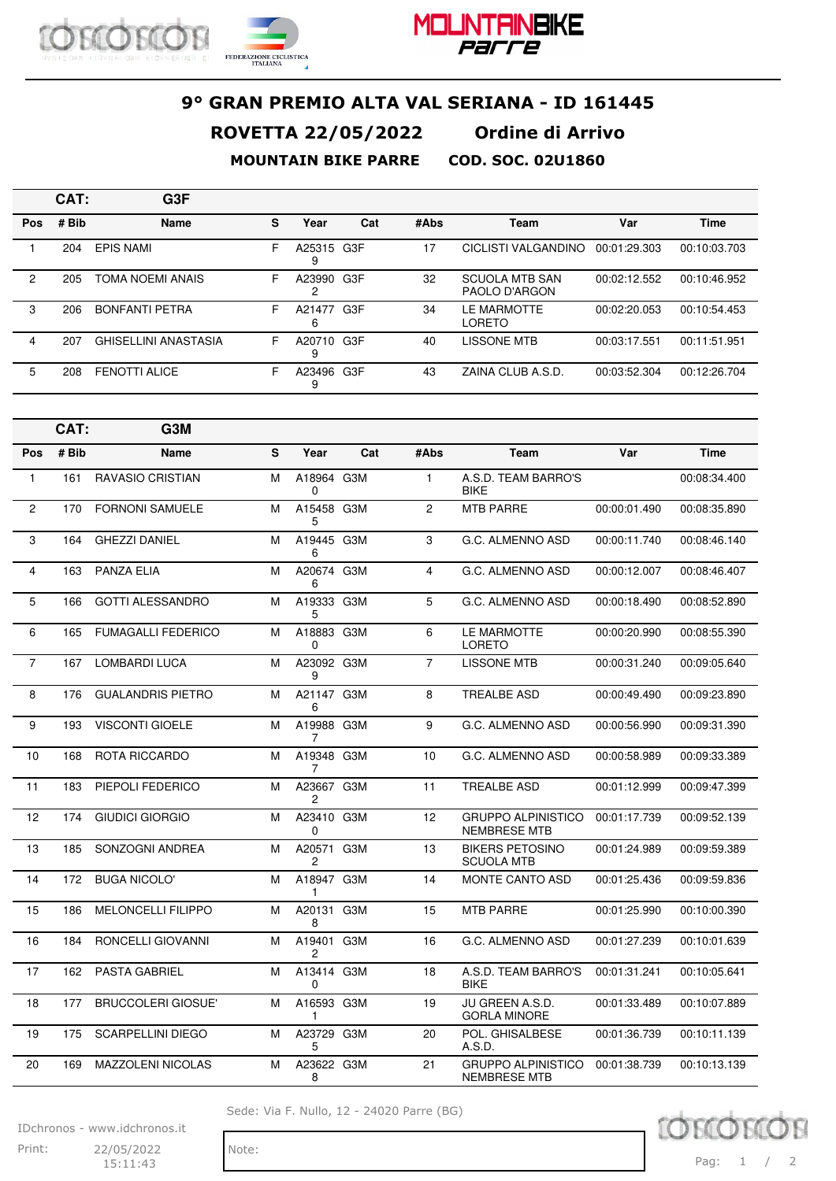# 9° GRAN PREMIO ALTA VAL SERIANA - ID 161445

## ROVETTA 22/05/2022 Ordine di Arrivo

**MOUNTAIN BIKE PARRE COD. SOC. 02U1860**

**CAT: G3F**

| Pos | # Bib | Name | S | Year | Cat | #Abs | Team | Var | Time |
|---|---|---|---|---|---|---|---|---|---|
| 1 | 204 | EPIS NAMI | F | A253159 | G3F | 17 | CICLISTI VALGANDINO | 00:01:29.303 | 00:10:03.703 |
| 2 | 205 | TOMA NOEMI ANAIS | F | A239902 | G3F | 32 | SCUOLA MTB SAN PAOLO D'ARGON | 00:02:12.552 | 00:10:46.952 |
| 3 | 206 | BONFANTI PETRA | F | A214776 | G3F | 34 | LE MARMOTTE LORETO | 00:02:20.053 | 00:10:54.453 |
| 4 | 207 | GHISELLINI ANASTASIA | F | A207109 | G3F | 40 | LISSONE MTB | 00:03:17.551 | 00:11:51.951 |
| 5 | 208 | FENOTTI ALICE | F | A234969 | G3F | 43 | ZAINA CLUB A.S.D. | 00:03:52.304 | 00:12:26.704 |

**CAT: G3M**

| Pos | # Bib | Name | S | Year | Cat | #Abs | Team | Var | Time |
|---|---|---|---|---|---|---|---|---|---|
| 1 | 161 | RAVASIO CRISTIAN | M | A189640 | G3M | 1 | A.S.D. TEAM BARRO'S BIKE | | 00:08:34.400 |
| 2 | 170 | FORNONI SAMUELE | M | A154585 | G3M | 2 | MTB PARRE | 00:00:01.490 | 00:08:35.890 |
| 3 | 164 | GHEZZI DANIEL | M | A194456 | G3M | 3 | G.C. ALMENNO ASD | 00:00:11.740 | 00:08:46.140 |
| 4 | 163 | PANZA ELIA | M | A206746 | G3M | 4 | G.C. ALMENNO ASD | 00:00:12.007 | 00:08:46.407 |
| 5 | 166 | GOTTI ALESSANDRO | M | A193335 | G3M | 5 | G.C. ALMENNO ASD | 00:00:18.490 | 00:08:52.890 |
| 6 | 165 | FUMAGALLI FEDERICO | M | A188830 | G3M | 6 | LE MARMOTTE LORETO | 00:00:20.990 | 00:08:55.390 |
| 7 | 167 | LOMBARDI LUCA | M | A230929 | G3M | 7 | LISSONE MTB | 00:00:31.240 | 00:09:05.640 |
| 8 | 176 | GUALANDRIS PIETRO | M | A211476 | G3M | 8 | TREALBE ASD | 00:00:49.490 | 00:09:23.890 |
| 9 | 193 | VISCONTI GIOELE | M | A199887 | G3M | 9 | G.C. ALMENNO ASD | 00:00:56.990 | 00:09:31.390 |
| 10 | 168 | ROTA RICCARDO | M | A193487 | G3M | 10 | G.C. ALMENNO ASD | 00:00:58.989 | 00:09:33.389 |
| 11 | 183 | PIEPOLI FEDERICO | M | A236672 | G3M | 11 | TREALBE ASD | 00:01:12.999 | 00:09:47.399 |
| 12 | 174 | GIUDICI GIORGIO | M | A234100 | G3M | 12 | GRUPPO ALPINISTICO NEMBRESE MTB | 00:01:17.739 | 00:09:52.139 |
| 13 | 185 | SONZOGNI ANDREA | M | A205712 | G3M | 13 | BIKERS PETOSINO SCUOLA MTB | 00:01:24.989 | 00:09:59.389 |
| 14 | 172 | BUGA NICOLO' | M | A189471 | G3M | 14 | MONTE CANTO ASD | 00:01:25.436 | 00:09:59.836 |
| 15 | 186 | MELONCELLI FILIPPO | M | A201318 | G3M | 15 | MTB PARRE | 00:01:25.990 | 00:10:00.390 |
| 16 | 184 | RONCELLI GIOVANNI | M | A194012 | G3M | 16 | G.C. ALMENNO ASD | 00:01:27.239 | 00:10:01.639 |
| 17 | 162 | PASTA GABRIEL | M | A134140 | G3M | 18 | A.S.D. TEAM BARRO'S BIKE | 00:01:31.241 | 00:10:05.641 |
| 18 | 177 | BRUCCOLERI GIOSUE' | M | A165931 | G3M | 19 | JU GREEN A.S.D. GORLA MINORE | 00:01:33.489 | 00:10:07.889 |
| 19 | 175 | SCARPELLINI DIEGO | M | A237295 | G3M | 20 | POL. GHISALBESE A.S.D. | 00:01:36.739 | 00:10:11.139 |
| 20 | 169 | MAZZOLENI NICOLAS | M | A236228 | G3M | 21 | GRUPPO ALPINISTICO NEMBRESE MTB | 00:01:38.739 | 00:10:13.139 |

Sede: Via F. Nullo, 12 - 24020 Parre (BG)

IDchronos - www.idchronos.it

Print: 22/05/2022 15:11:43

Note: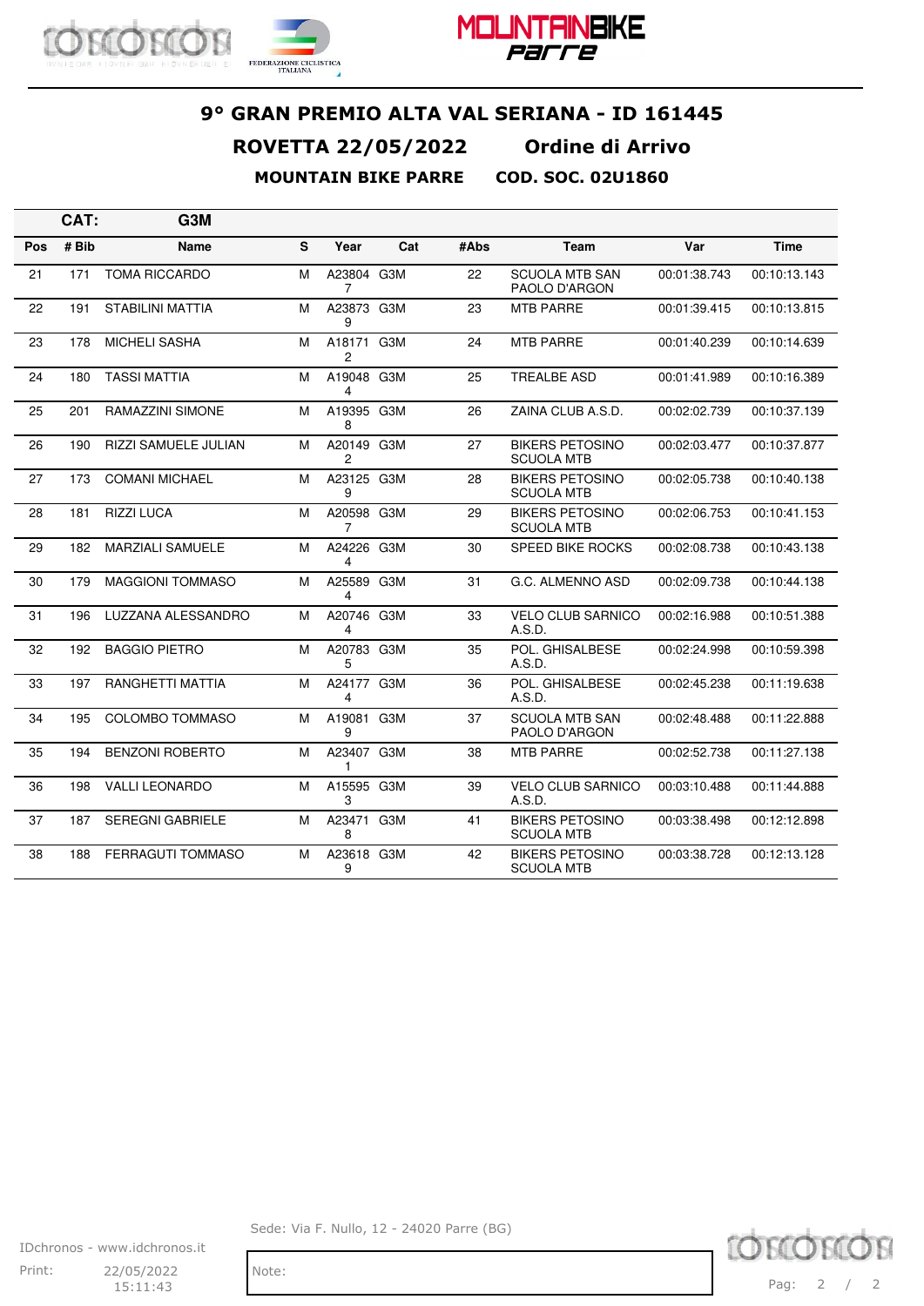# 9° GRAN PREMIO ALTA VAL SERIANA - ID 161445

## ROVETTA 22/05/2022 Ordine di Arrivo

**MOUNTAIN BIKE PARRE COD. SOC. 02U1860**

**CAT: G3M**

| Pos | # Bib | Name | S | Year | Cat | #Abs | Team | Var | Time |
|---|---|---|---|---|---|---|---|---|---|
| 21 | 171 | TOMA RICCARDO | M | A238047 | G3M | 22 | SCUOLA MTB SAN PAOLO D'ARGON | 00:01:38.743 | 00:10:13.143 |
| 22 | 191 | STABILINI MATTIA | M | A238739 | G3M | 23 | MTB PARRE | 00:01:39.415 | 00:10:13.815 |
| 23 | 178 | MICHELI SASHA | M | A181712 | G3M | 24 | MTB PARRE | 00:01:40.239 | 00:10:14.639 |
| 24 | 180 | TASSI MATTIA | M | A190484 | G3M | 25 | TREALBE ASD | 00:01:41.989 | 00:10:16.389 |
| 25 | 201 | RAMAZZINI SIMONE | M | A193958 | G3M | 26 | ZAINA CLUB A.S.D. | 00:02:02.739 | 00:10:37.139 |
| 26 | 190 | RIZZI SAMUELE JULIAN | M | A201492 | G3M | 27 | BIKERS PETOSINO SCUOLA MTB | 00:02:03.477 | 00:10:37.877 |
| 27 | 173 | COMANI MICHAEL | M | A231259 | G3M | 28 | BIKERS PETOSINO SCUOLA MTB | 00:02:05.738 | 00:10:40.138 |
| 28 | 181 | RIZZI LUCA | M | A205987 | G3M | 29 | BIKERS PETOSINO SCUOLA MTB | 00:02:06.753 | 00:10:41.153 |
| 29 | 182 | MARZIALI SAMUELE | M | A242264 | G3M | 30 | SPEED BIKE ROCKS | 00:02:08.738 | 00:10:43.138 |
| 30 | 179 | MAGGIONI TOMMASO | M | A255894 | G3M | 31 | G.C. ALMENNO ASD | 00:02:09.738 | 00:10:44.138 |
| 31 | 196 | LUZZANA ALESSANDRO | M | A207464 | G3M | 33 | VELO CLUB SARNICO A.S.D. | 00:02:16.988 | 00:10:51.388 |
| 32 | 192 | BAGGIO PIETRO | M | A207835 | G3M | 35 | POL. GHISALBESE A.S.D. | 00:02:24.998 | 00:10:59.398 |
| 33 | 197 | RANGHETTI MATTIA | M | A241774 | G3M | 36 | POL. GHISALBESE A.S.D. | 00:02:45.238 | 00:11:19.638 |
| 34 | 195 | COLOMBO TOMMASO | M | A190819 | G3M | 37 | SCUOLA MTB SAN PAOLO D'ARGON | 00:02:48.488 | 00:11:22.888 |
| 35 | 194 | BENZONI ROBERTO | M | A234071 | G3M | 38 | MTB PARRE | 00:02:52.738 | 00:11:27.138 |
| 36 | 198 | VALLI LEONARDO | M | A155953 | G3M | 39 | VELO CLUB SARNICO A.S.D. | 00:03:10.488 | 00:11:44.888 |
| 37 | 187 | SEREGNI GABRIELE | M | A234718 | G3M | 41 | BIKERS PETOSINO SCUOLA MTB | 00:03:38.498 | 00:12:12.898 |
| 38 | 188 | FERRAGUTI TOMMASO | M | A236189 | G3M | 42 | BIKERS PETOSINO SCUOLA MTB | 00:03:38.728 | 00:12:13.128 |

Sede: Via F. Nullo, 12 - 24020 Parre (BG)

IDchronos - www.idchronos.it

Print: 22/05/2022 15:11:43

Note: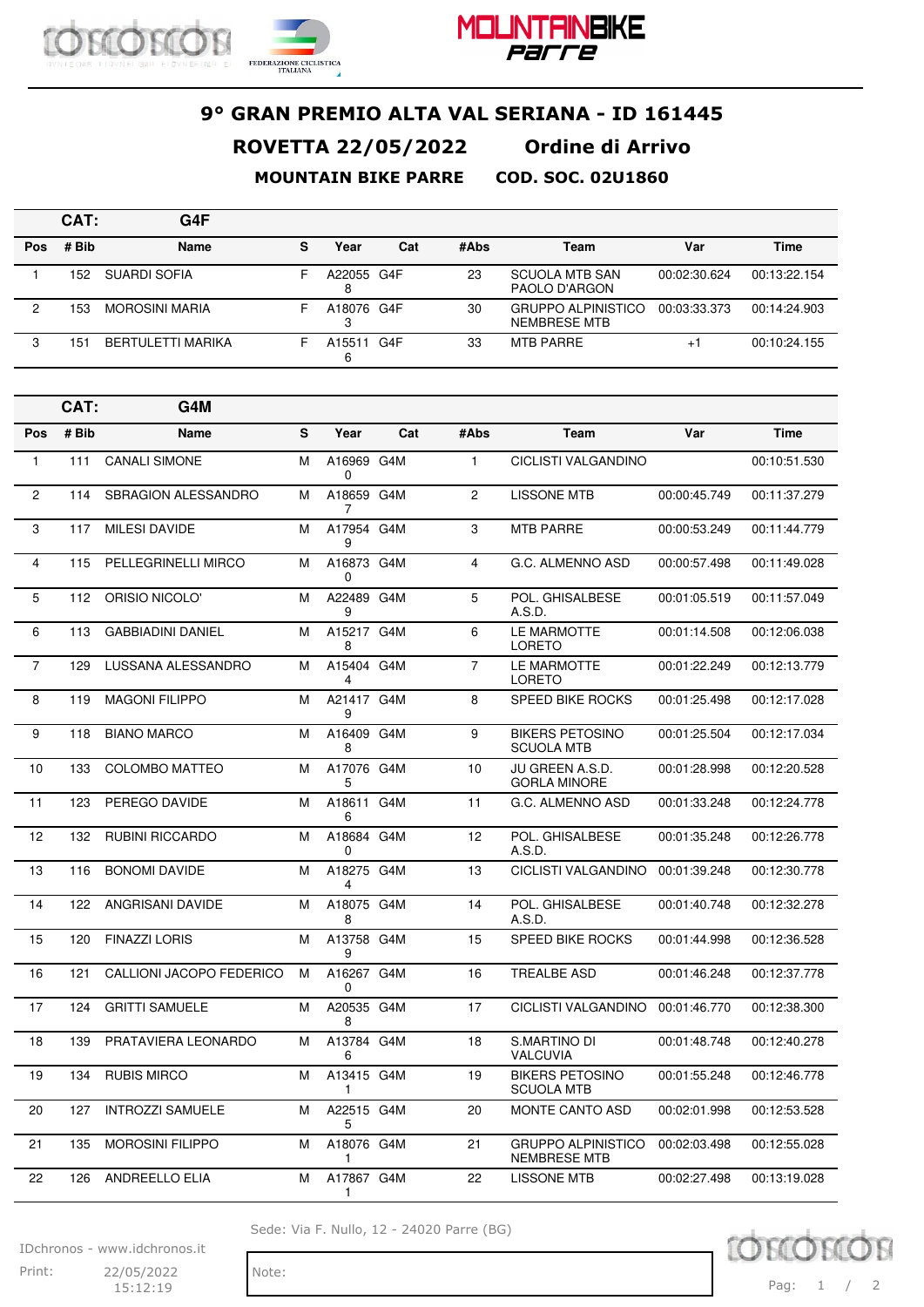# 9° GRAN PREMIO ALTA VAL SERIANA - ID 161445

## ROVETTA 22/05/2022 Ordine di Arrivo

**MOUNTAIN BIKE PARRE COD. SOC. 02U1860**

### CAT: G4F

| Pos | # Bib | Name | S | Year | Cat | #Abs | Team | Var | Time |
|---|---|---|---|---|---|---|---|---|---|
| 1 | 152 | SUARDI SOFIA | F | A220558 | G4F | 23 | SCUOLA MTB SAN PAOLO D'ARGON | 00:02:30.624 | 00:13:22.154 |
| 2 | 153 | MOROSINI MARIA | F | A180763 | G4F | 30 | GRUPPO ALPINISTICO NEMBRESE MTB | 00:03:33.373 | 00:14:24.903 |
| 3 | 151 | BERTULETTI MARIKA | F | A155116 | G4F | 33 | MTB PARRE | +1 | 00:10:24.155 |

### CAT: G4M

| Pos | # Bib | Name | S | Year | Cat | #Abs | Team | Var | Time |
|---|---|---|---|---|---|---|---|---|---|
| 1 | 111 | CANALI SIMONE | M | A169690 | G4M | 1 | CICLISTI VALGANDINO | | 00:10:51.530 |
| 2 | 114 | SBRAGION ALESSANDRO | M | A186597 | G4M | 2 | LISSONE MTB | 00:00:45.749 | 00:11:37.279 |
| 3 | 117 | MILESI DAVIDE | M | A179549 | G4M | 3 | MTB PARRE | 00:00:53.249 | 00:11:44.779 |
| 4 | 115 | PELLEGRINELLI MIRCO | M | A168730 | G4M | 4 | G.C. ALMENNO ASD | 00:00:57.498 | 00:11:49.028 |
| 5 | 112 | ORISIO NICOLO' | M | A224899 | G4M | 5 | POL. GHISALBESE A.S.D. | 00:01:05.519 | 00:11:57.049 |
| 6 | 113 | GABBIADINI DANIEL | M | A152178 | G4M | 6 | LE MARMOTTE LORETO | 00:01:14.508 | 00:12:06.038 |
| 7 | 129 | LUSSANA ALESSANDRO | M | A154044 | G4M | 7 | LE MARMOTTE LORETO | 00:01:22.249 | 00:12:13.779 |
| 8 | 119 | MAGONI FILIPPO | M | A214179 | G4M | 8 | SPEED BIKE ROCKS | 00:01:25.498 | 00:12:17.028 |
| 9 | 118 | BIANO MARCO | M | A164098 | G4M | 9 | BIKERS PETOSINO SCUOLA MTB | 00:01:25.504 | 00:12:17.034 |
| 10 | 133 | COLOMBO MATTEO | M | A170765 | G4M | 10 | JU GREEN A.S.D. GORLA MINORE | 00:01:28.998 | 00:12:20.528 |
| 11 | 123 | PEREGO DAVIDE | M | A186116 | G4M | 11 | G.C. ALMENNO ASD | 00:01:33.248 | 00:12:24.778 |
| 12 | 132 | RUBINI RICCARDO | M | A186840 | G4M | 12 | POL. GHISALBESE A.S.D. | 00:01:35.248 | 00:12:26.778 |
| 13 | 116 | BONOMI DAVIDE | M | A182754 | G4M | 13 | CICLISTI VALGANDINO | 00:01:39.248 | 00:12:30.778 |
| 14 | 122 | ANGRISANI DAVIDE | M | A180758 | G4M | 14 | POL. GHISALBESE A.S.D. | 00:01:40.748 | 00:12:32.278 |
| 15 | 120 | FINAZZI LORIS | M | A137589 | G4M | 15 | SPEED BIKE ROCKS | 00:01:44.998 | 00:12:36.528 |
| 16 | 121 | CALLIONI JACOPO FEDERICO | M | A162670 | G4M | 16 | TREALBE ASD | 00:01:46.248 | 00:12:37.778 |
| 17 | 124 | GRITTI SAMUELE | M | A205358 | G4M | 17 | CICLISTI VALGANDINO | 00:01:46.770 | 00:12:38.300 |
| 18 | 139 | PRATAVIERA LEONARDO | M | A137846 | G4M | 18 | S.MARTINO DI VALCUVIA | 00:01:48.748 | 00:12:40.278 |
| 19 | 134 | RUBIS MIRCO | M | A134151 | G4M | 19 | BIKERS PETOSINO SCUOLA MTB | 00:01:55.248 | 00:12:46.778 |
| 20 | 127 | INTROZZI SAMUELE | M | A225155 | G4M | 20 | MONTE CANTO ASD | 00:02:01.998 | 00:12:53.528 |
| 21 | 135 | MOROSINI FILIPPO | M | A180761 | G4M | 21 | GRUPPO ALPINISTICO NEMBRESE MTB | 00:02:03.498 | 00:12:55.028 |
| 22 | 126 | ANDREELLO ELIA | M | A178671 | G4M | 22 | LISSONE MTB | 00:02:27.498 | 00:13:19.028 |

Sede: Via F. Nullo, 12 - 24020 Parre (BG)

IDchronos - www.idchronos.it

Print: 22/05/2022 15:12:19

Note: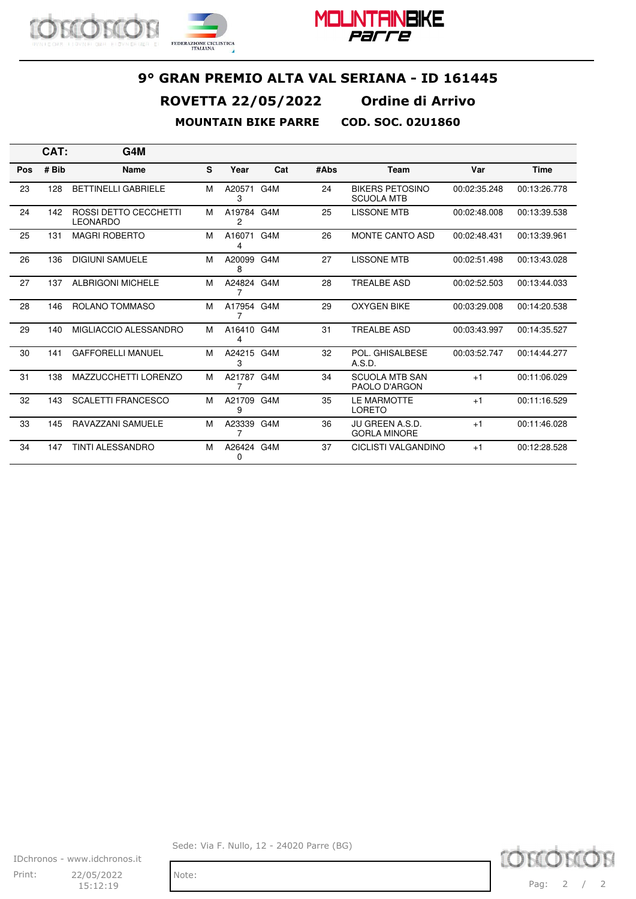# 9° GRAN PREMIO ALTA VAL SERIANA - ID 161445

## ROVETTA 22/05/2022 Ordine di Arrivo

### MOUNTAIN BIKE PARRE COD. SOC. 02U1860

**CAT: G4M**

| Pos | # Bib | Name | S | Year | Cat | #Abs | Team | Var | Time |
|---|---|---|---|---|---|---|---|---|---|
| 23 | 128 | BETTINELLI GABRIELE | M | A205713 | G4M | 24 | BIKERS PETOSINO SCUOLA MTB | 00:02:35.248 | 00:13:26.778 |
| 24 | 142 | ROSSI DETTO CECCHETTI LEONARDO | M | A197842 | G4M | 25 | LISSONE MTB | 00:02:48.008 | 00:13:39.538 |
| 25 | 131 | MAGRI ROBERTO | M | A160714 | G4M | 26 | MONTE CANTO ASD | 00:02:48.431 | 00:13:39.961 |
| 26 | 136 | DIGIUNI SAMUELE | M | A200998 | G4M | 27 | LISSONE MTB | 00:02:51.498 | 00:13:43.028 |
| 27 | 137 | ALBRIGONI MICHELE | M | A248247 | G4M | 28 | TREALBE ASD | 00:02:52.503 | 00:13:44.033 |
| 28 | 146 | ROLANO TOMMASO | M | A179547 | G4M | 29 | OXYGEN BIKE | 00:03:29.008 | 00:14:20.538 |
| 29 | 140 | MIGLIACCIO ALESSANDRO | M | A164104 | G4M | 31 | TREALBE ASD | 00:03:43.997 | 00:14:35.527 |
| 30 | 141 | GAFFORELLI MANUEL | M | A242153 | G4M | 32 | POL. GHISALBESE A.S.D. | 00:03:52.747 | 00:14:44.277 |
| 31 | 138 | MAZZUCCHETTI LORENZO | M | A217877 | G4M | 34 | SCUOLA MTB SAN PAOLO D'ARGON | +1 | 00:11:06.029 |
| 32 | 143 | SCALETTI FRANCESCO | M | A217099 | G4M | 35 | LE MARMOTTE LORETO | +1 | 00:11:16.529 |
| 33 | 145 | RAVAZZANI SAMUELE | M | A233397 | G4M | 36 | JU GREEN A.S.D. GORLA MINORE | +1 | 00:11:46.028 |
| 34 | 147 | TINTI ALESSANDRO | M | A264240 | G4M | 37 | CICLISTI VALGANDINO | +1 | 00:12:28.528 |

Sede: Via F. Nullo, 12 - 24020 Parre (BG)

IDchronos - www.idchronos.it

Print: 22/05/2022 15:12:19

Note: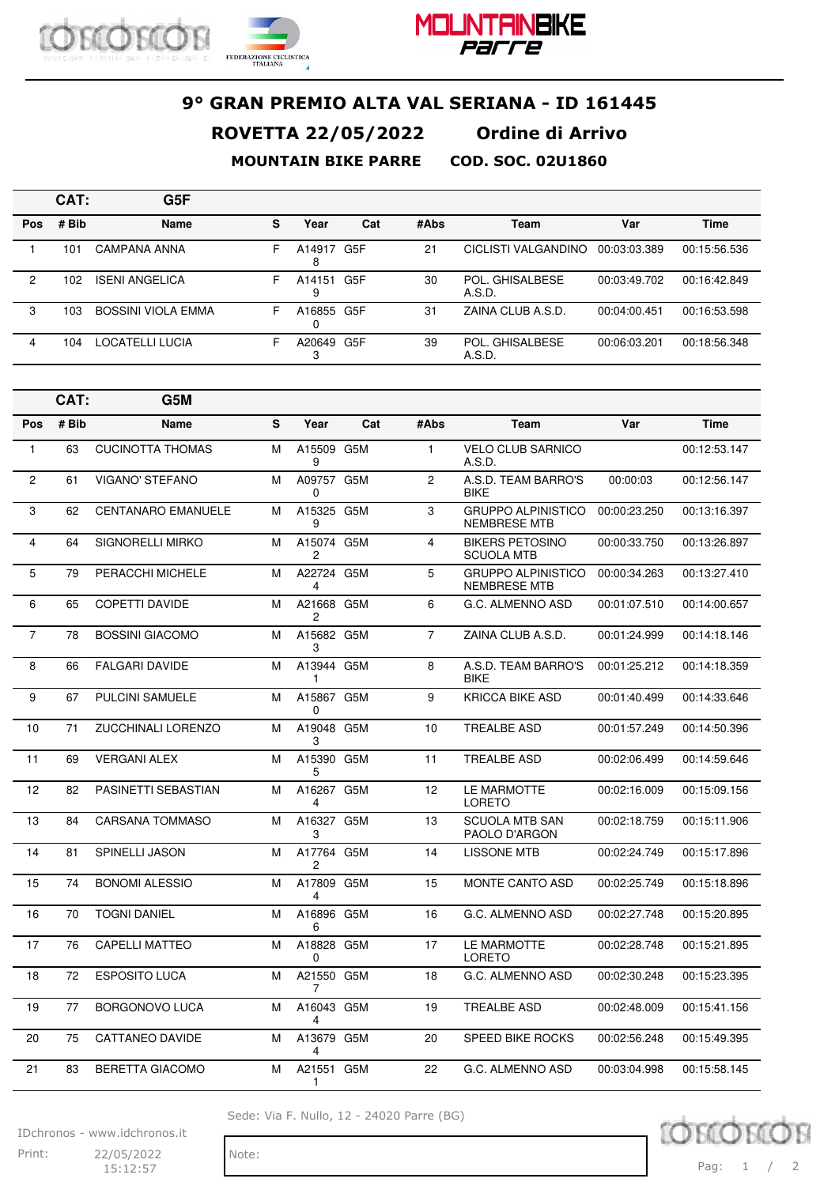# 9° GRAN PREMIO ALTA VAL SERIANA - ID 161445

## ROVETTA 22/05/2022 Ordine di Arrivo

**MOUNTAIN BIKE PARRE COD. SOC. 02U1860**

**CAT: G5F**

| Pos | # Bib | Name | S | Year | Cat | #Abs | Team | Var | Time |
|---|---|---|---|---|---|---|---|---|---|
| 1 | 101 | CAMPANA ANNA | F | A149178 | G5F | 21 | CICLISTI VALGANDINO | 00:03:03.389 | 00:15:56.536 |
| 2 | 102 | ISENI ANGELICA | F | A141519 | G5F | 30 | POL. GHISALBESE A.S.D. | 00:03:49.702 | 00:16:42.849 |
| 3 | 103 | BOSSINI VIOLA EMMA | F | A168550 | G5F | 31 | ZAINA CLUB A.S.D. | 00:04:00.451 | 00:16:53.598 |
| 4 | 104 | LOCATELLI LUCIA | F | A206493 | G5F | 39 | POL. GHISALBESE A.S.D. | 00:06:03.201 | 00:18:56.348 |

**CAT: G5M**

| Pos | # Bib | Name | S | Year | Cat | #Abs | Team | Var | Time |
|---|---|---|---|---|---|---|---|---|---|
| 1 | 63 | CUCINOTTA THOMAS | M | A155099 | G5M | 1 | VELO CLUB SARNICO A.S.D. | | 00:12:53.147 |
| 2 | 61 | VIGANO' STEFANO | M | A097570 | G5M | 2 | A.S.D. TEAM BARRO'S BIKE | 00:00:03 | 00:12:56.147 |
| 3 | 62 | CENTANARO EMANUELE | M | A153259 | G5M | 3 | GRUPPO ALPINISTICO NEMBRESE MTB | 00:00:23.250 | 00:13:16.397 |
| 4 | 64 | SIGNORELLI MIRKO | M | A150742 | G5M | 4 | BIKERS PETOSINO SCUOLA MTB | 00:00:33.750 | 00:13:26.897 |
| 5 | 79 | PERACCHI MICHELE | M | A227244 | G5M | 5 | GRUPPO ALPINISTICO NEMBRESE MTB | 00:00:34.263 | 00:13:27.410 |
| 6 | 65 | COPETTI DAVIDE | M | A216682 | G5M | 6 | G.C. ALMENNO ASD | 00:01:07.510 | 00:14:00.657 |
| 7 | 78 | BOSSINI GIACOMO | M | A156823 | G5M | 7 | ZAINA CLUB A.S.D. | 00:01:24.999 | 00:14:18.146 |
| 8 | 66 | FALGARI DAVIDE | M | A139441 | G5M | 8 | A.S.D. TEAM BARRO'S BIKE | 00:01:25.212 | 00:14:18.359 |
| 9 | 67 | PULCINI SAMUELE | M | A158670 | G5M | 9 | KRICCA BIKE ASD | 00:01:40.499 | 00:14:33.646 |
| 10 | 71 | ZUCCHINALI LORENZO | M | A190483 | G5M | 10 | TREALBE ASD | 00:01:57.249 | 00:14:50.396 |
| 11 | 69 | VERGANI ALEX | M | A153905 | G5M | 11 | TREALBE ASD | 00:02:06.499 | 00:14:59.646 |
| 12 | 82 | PASINETTI SEBASTIAN | M | A162674 | G5M | 12 | LE MARMOTTE LORETO | 00:02:16.009 | 00:15:09.156 |
| 13 | 84 | CARSANA TOMMASO | M | A163273 | G5M | 13 | SCUOLA MTB SAN PAOLO D'ARGON | 00:02:18.759 | 00:15:11.906 |
| 14 | 81 | SPINELLI JASON | M | A177642 | G5M | 14 | LISSONE MTB | 00:02:24.749 | 00:15:17.896 |
| 15 | 74 | BONOMI ALESSIO | M | A178094 | G5M | 15 | MONTE CANTO ASD | 00:02:25.749 | 00:15:18.896 |
| 16 | 70 | TOGNI DANIEL | M | A168966 | G5M | 16 | G.C. ALMENNO ASD | 00:02:27.748 | 00:15:20.895 |
| 17 | 76 | CAPELLI MATTEO | M | A188280 | G5M | 17 | LE MARMOTTE LORETO | 00:02:28.748 | 00:15:21.895 |
| 18 | 72 | ESPOSITO LUCA | M | A215507 | G5M | 18 | G.C. ALMENNO ASD | 00:02:30.248 | 00:15:23.395 |
| 19 | 77 | BORGONOVO LUCA | M | A160434 | G5M | 19 | TREALBE ASD | 00:02:48.009 | 00:15:41.156 |
| 20 | 75 | CATTANEO DAVIDE | M | A136794 | G5M | 20 | SPEED BIKE ROCKS | 00:02:56.248 | 00:15:49.395 |
| 21 | 83 | BERETTA GIACOMO | M | A215511 | G5M | 22 | G.C. ALMENNO ASD | 00:03:04.998 | 00:15:58.145 |

Sede: Via F. Nullo, 12 - 24020 Parre (BG)

IDchronos - www.idchronos.it

Print: 22/05/2022 15:12:57

Note: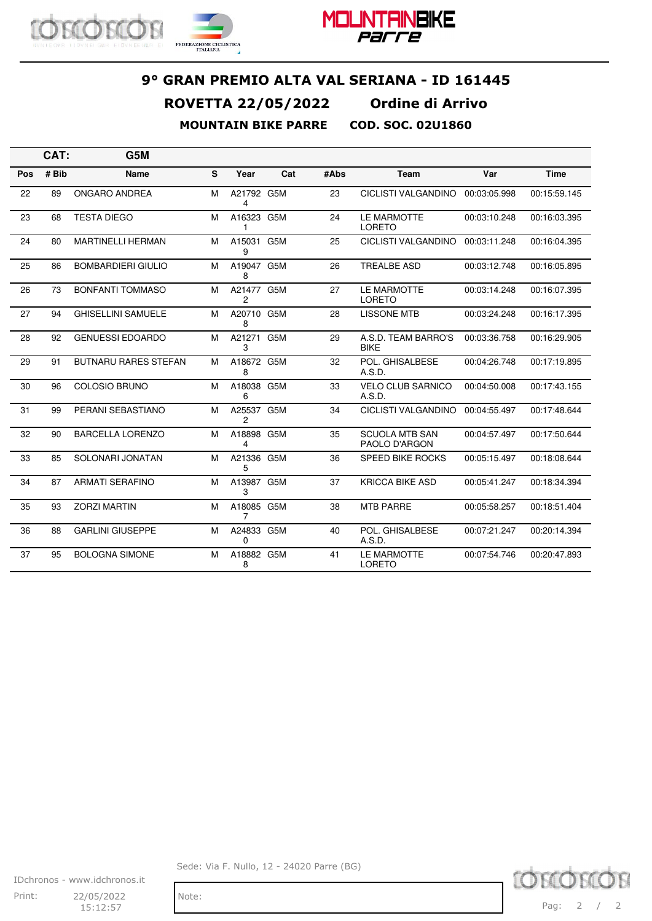## 9° GRAN PREMIO ALTA VAL SERIANA - ID 161445

**ROVETTA 22/05/2022 Ordine di Arrivo**

**MOUNTAIN BIKE PARRE COD. SOC. 02U1860**

**CAT: G5M**

| Pos | # Bib | Name | S | Year | Cat | #Abs | Team | Var | Time |
|---|---|---|---|---|---|---|---|---|---|
| 22 | 89 | ONGARO ANDREA | M | A217924 | G5M | 23 | CICLISTI VALGANDINO | 00:03:05.998 | 00:15:59.145 |
| 23 | 68 | TESTA DIEGO | M | A163231 | G5M | 24 | LE MARMOTTE LORETO | 00:03:10.248 | 00:16:03.395 |
| 24 | 80 | MARTINELLI HERMAN | M | A150319 | G5M | 25 | CICLISTI VALGANDINO | 00:03:11.248 | 00:16:04.395 |
| 25 | 86 | BOMBARDIERI GIULIO | M | A190478 | G5M | 26 | TREALBE ASD | 00:03:12.748 | 00:16:05.895 |
| 26 | 73 | BONFANTI TOMMASO | M | A214772 | G5M | 27 | LE MARMOTTE LORETO | 00:03:14.248 | 00:16:07.395 |
| 27 | 94 | GHISELLINI SAMUELE | M | A207108 | G5M | 28 | LISSONE MTB | 00:03:24.248 | 00:16:17.395 |
| 28 | 92 | GENUESSI EDOARDO | M | A212713 | G5M | 29 | A.S.D. TEAM BARRO'S BIKE | 00:03:36.758 | 00:16:29.905 |
| 29 | 91 | BUTNARU RARES STEFAN | M | A186728 | G5M | 32 | POL. GHISALBESE A.S.D. | 00:04:26.748 | 00:17:19.895 |
| 30 | 96 | COLOSIO BRUNO | M | A180386 | G5M | 33 | VELO CLUB SARNICO A.S.D. | 00:04:50.008 | 00:17:43.155 |
| 31 | 99 | PERANI SEBASTIANO | M | A255372 | G5M | 34 | CICLISTI VALGANDINO | 00:04:55.497 | 00:17:48.644 |
| 32 | 90 | BARCELLA LORENZO | M | A188984 | G5M | 35 | SCUOLA MTB SAN PAOLO D'ARGON | 00:04:57.497 | 00:17:50.644 |
| 33 | 85 | SOLONARI JONATAN | M | A213365 | G5M | 36 | SPEED BIKE ROCKS | 00:05:15.497 | 00:18:08.644 |
| 34 | 87 | ARMATI SERAFINO | M | A139873 | G5M | 37 | KRICCA BIKE ASD | 00:05:41.247 | 00:18:34.394 |
| 35 | 93 | ZORZI MARTIN | M | A180857 | G5M | 38 | MTB PARRE | 00:05:58.257 | 00:18:51.404 |
| 36 | 88 | GARLINI GIUSEPPE | M | A248330 | G5M | 40 | POL. GHISALBESE A.S.D. | 00:07:21.247 | 00:20:14.394 |
| 37 | 95 | BOLOGNA SIMONE | M | A188828 | G5M | 41 | LE MARMOTTE LORETO | 00:07:54.746 | 00:20:47.893 |

Sede: Via F. Nullo, 12 - 24020 Parre (BG)

IDchronos - www.idchronos.it

Print: 22/05/2022 15:12:57

Note: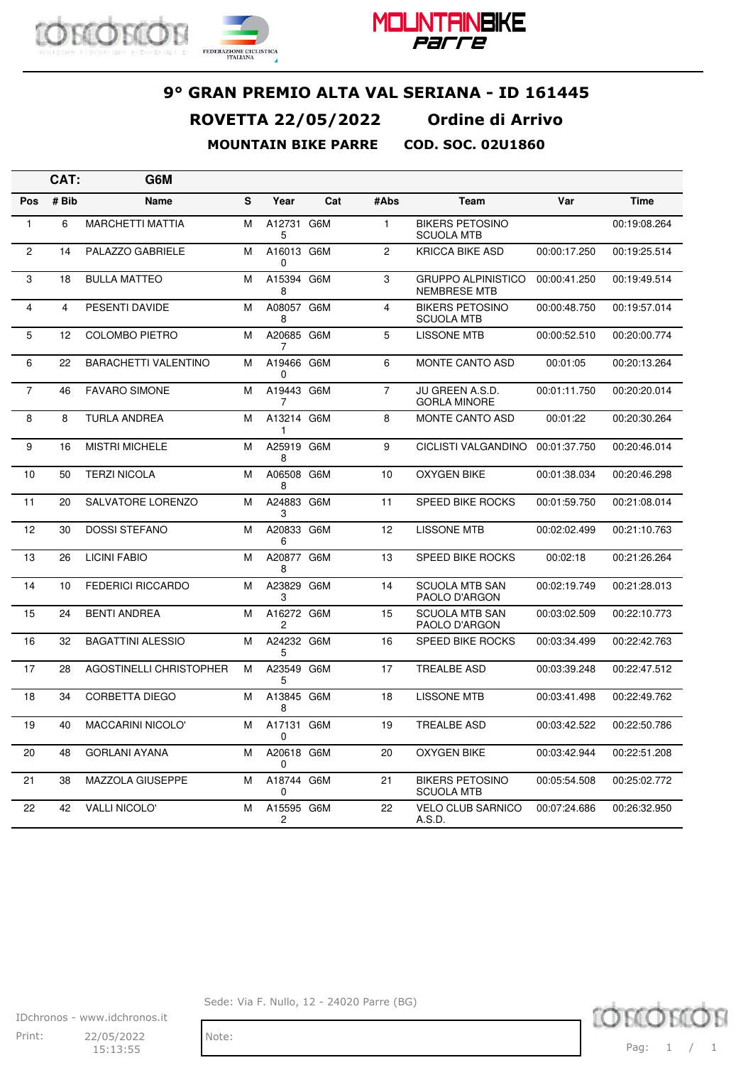# 9° GRAN PREMIO ALTA VAL SERIANA - ID 161445

## ROVETTA 22/05/2022 Ordine di Arrivo

### MOUNTAIN BIKE PARRE COD. SOC. 02U1860

**CAT: G6M**

| Pos | # Bib | Name | S | Year | Cat | #Abs | Team | Var | Time |
|---|---|---|---|---|---|---|---|---|---|
| 1 | 6 | MARCHETTI MATTIA | M | A127315 | G6M | 1 | BIKERS PETOSINO SCUOLA MTB | | 00:19:08.264 |
| 2 | 14 | PALAZZO GABRIELE | M | A160130 | G6M | 2 | KRICCA BIKE ASD | 00:00:17.250 | 00:19:25.514 |
| 3 | 18 | BULLA MATTEO | M | A153948 | G6M | 3 | GRUPPO ALPINISTICO NEMBRESE MTB | 00:00:41.250 | 00:19:49.514 |
| 4 | 4 | PESENTI DAVIDE | M | A080578 | G6M | 4 | BIKERS PETOSINO SCUOLA MTB | 00:00:48.750 | 00:19:57.014 |
| 5 | 12 | COLOMBO PIETRO | M | A206857 | G6M | 5 | LISSONE MTB | 00:00:52.510 | 00:20:00.774 |
| 6 | 22 | BARACHETTI VALENTINO | M | A194660 | G6M | 6 | MONTE CANTO ASD | 00:01:05 | 00:20:13.264 |
| 7 | 46 | FAVARO SIMONE | M | A194437 | G6M | 7 | JU GREEN A.S.D. GORLA MINORE | 00:01:11.750 | 00:20:20.014 |
| 8 | 8 | TURLA ANDREA | M | A132141 | G6M | 8 | MONTE CANTO ASD | 00:01:22 | 00:20:30.264 |
| 9 | 16 | MISTRI MICHELE | M | A259198 | G6M | 9 | CICLISTI VALGANDINO | 00:01:37.750 | 00:20:46.014 |
| 10 | 50 | TERZI NICOLA | M | A065088 | G6M | 10 | OXYGEN BIKE | 00:01:38.034 | 00:20:46.298 |
| 11 | 20 | SALVATORE LORENZO | M | A248833 | G6M | 11 | SPEED BIKE ROCKS | 00:01:59.750 | 00:21:08.014 |
| 12 | 30 | DOSSI STEFANO | M | A208336 | G6M | 12 | LISSONE MTB | 00:02:02.499 | 00:21:10.763 |
| 13 | 26 | LICINI FABIO | M | A208778 | G6M | 13 | SPEED BIKE ROCKS | 00:02:18 | 00:21:26.264 |
| 14 | 10 | FEDERICI RICCARDO | M | A238293 | G6M | 14 | SCUOLA MTB SAN PAOLO D'ARGON | 00:02:19.749 | 00:21:28.013 |
| 15 | 24 | BENTI ANDREA | M | A162722 | G6M | 15 | SCUOLA MTB SAN PAOLO D'ARGON | 00:03:02.509 | 00:22:10.773 |
| 16 | 32 | BAGATTINI ALESSIO | M | A242325 | G6M | 16 | SPEED BIKE ROCKS | 00:03:34.499 | 00:22:42.763 |
| 17 | 28 | AGOSTINELLI CHRISTOPHER | M | A235495 | G6M | 17 | TREALBE ASD | 00:03:39.248 | 00:22:47.512 |
| 18 | 34 | CORBETTA DIEGO | M | A138458 | G6M | 18 | LISSONE MTB | 00:03:41.498 | 00:22:49.762 |
| 19 | 40 | MACCARINI NICOLO' | M | A171310 | G6M | 19 | TREALBE ASD | 00:03:42.522 | 00:22:50.786 |
| 20 | 48 | GORLANI AYANA | M | A206180 | G6M | 20 | OXYGEN BIKE | 00:03:42.944 | 00:22:51.208 |
| 21 | 38 | MAZZOLA GIUSEPPE | M | A187440 | G6M | 21 | BIKERS PETOSINO SCUOLA MTB | 00:05:54.508 | 00:25:02.772 |
| 22 | 42 | VALLI NICOLO' | M | A155952 | G6M | 22 | VELO CLUB SARNICO A.S.D. | 00:07:24.686 | 00:26:32.950 |

Sede: Via F. Nullo, 12 - 24020 Parre (BG)

IDchronos - www.idchronos.it

Print: 22/05/2022 15:13:55

Note: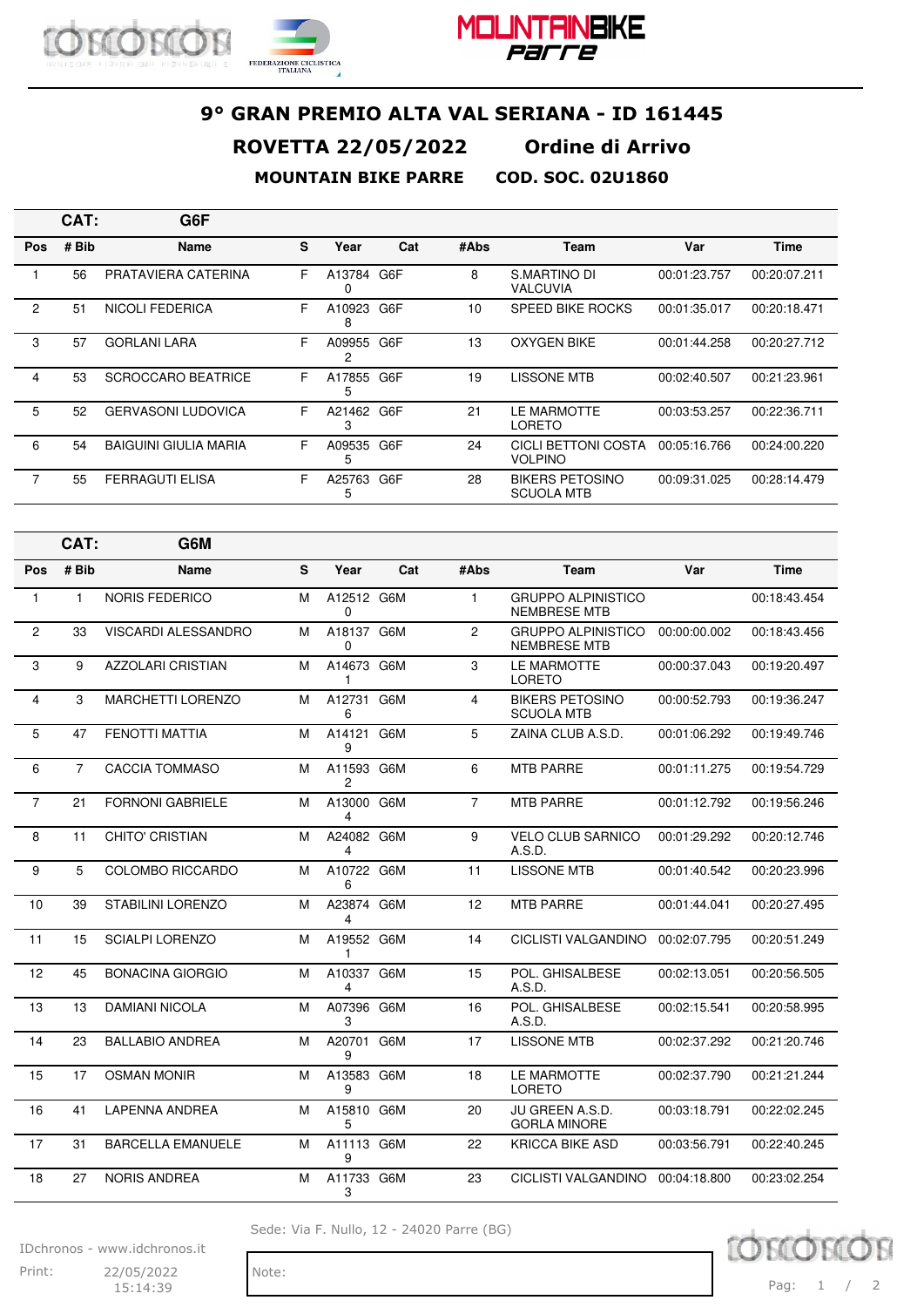# 9° GRAN PREMIO ALTA VAL SERIANA - ID 161445

## ROVETTA 22/05/2022 Ordine di Arrivo

### MOUNTAIN BIKE PARRE COD. SOC. 02U1860

**CAT: G6F**

| Pos | # Bib | Name | S | Year | Cat | #Abs | Team | Var | Time |
|---|---|---|---|---|---|---|---|---|---|
| 1 | 56 | PRATAVIERA CATERINA | F | A137840 | G6F | 8 | S.MARTINO DI VALCUVIA | 00:01:23.757 | 00:20:07.211 |
| 2 | 51 | NICOLI FEDERICA | F | A109238 | G6F | 10 | SPEED BIKE ROCKS | 00:01:35.017 | 00:20:18.471 |
| 3 | 57 | GORLANI LARA | F | A099552 | G6F | 13 | OXYGEN BIKE | 00:01:44.258 | 00:20:27.712 |
| 4 | 53 | SCROCCARO BEATRICE | F | A178555 | G6F | 19 | LISSONE MTB | 00:02:40.507 | 00:21:23.961 |
| 5 | 52 | GERVASONI LUDOVICA | F | A214623 | G6F | 21 | LE MARMOTTE LORETO | 00:03:53.257 | 00:22:36.711 |
| 6 | 54 | BAIGUINI GIULIA MARIA | F | A095355 | G6F | 24 | CICLI BETTONI COSTA VOLPINO | 00:05:16.766 | 00:24:00.220 |
| 7 | 55 | FERRAGUTI ELISA | F | A257635 | G6F | 28 | BIKERS PETOSINO SCUOLA MTB | 00:09:31.025 | 00:28:14.479 |

**CAT: G6M**

| Pos | # Bib | Name | S | Year | Cat | #Abs | Team | Var | Time |
|---|---|---|---|---|---|---|---|---|---|
| 1 | 1 | NORIS FEDERICO | M | A125120 | G6M | 1 | GRUPPO ALPINISTICO NEMBRESE MTB | | 00:18:43.454 |
| 2 | 33 | VISCARDI ALESSANDRO | M | A181370 | G6M | 2 | GRUPPO ALPINISTICO NEMBRESE MTB | 00:00:00.002 | 00:18:43.456 |
| 3 | 9 | AZZOLARI CRISTIAN | M | A146731 | G6M | 3 | LE MARMOTTE LORETO | 00:00:37.043 | 00:19:20.497 |
| 4 | 3 | MARCHETTI LORENZO | M | A127316 | G6M | 4 | BIKERS PETOSINO SCUOLA MTB | 00:00:52.793 | 00:19:36.247 |
| 5 | 47 | FENOTTI MATTIA | M | A141219 | G6M | 5 | ZAINA CLUB A.S.D. | 00:01:06.292 | 00:19:49.746 |
| 6 | 7 | CACCIA TOMMASO | M | A115932 | G6M | 6 | MTB PARRE | 00:01:11.275 | 00:19:54.729 |
| 7 | 21 | FORNONI GABRIELE | M | A130004 | G6M | 7 | MTB PARRE | 00:01:12.792 | 00:19:56.246 |
| 8 | 11 | CHITO' CRISTIAN | M | A240824 | G6M | 9 | VELO CLUB SARNICO A.S.D. | 00:01:29.292 | 00:20:12.746 |
| 9 | 5 | COLOMBO RICCARDO | M | A107226 | G6M | 11 | LISSONE MTB | 00:01:40.542 | 00:20:23.996 |
| 10 | 39 | STABILINI LORENZO | M | A238744 | G6M | 12 | MTB PARRE | 00:01:44.041 | 00:20:27.495 |
| 11 | 15 | SCIALPI LORENZO | M | A195521 | G6M | 14 | CICLISTI VALGANDINO | 00:02:07.795 | 00:20:51.249 |
| 12 | 45 | BONACINA GIORGIO | M | A103374 | G6M | 15 | POL. GHISALBESE A.S.D. | 00:02:13.051 | 00:20:56.505 |
| 13 | 13 | DAMIANI NICOLA | M | A073963 | G6M | 16 | POL. GHISALBESE A.S.D. | 00:02:15.541 | 00:20:58.995 |
| 14 | 23 | BALLABIO ANDREA | M | A207019 | G6M | 17 | LISSONE MTB | 00:02:37.292 | 00:21:20.746 |
| 15 | 17 | OSMAN MONIR | M | A135839 | G6M | 18 | LE MARMOTTE LORETO | 00:02:37.790 | 00:21:21.244 |
| 16 | 41 | LAPENNA ANDREA | M | A158105 | G6M | 20 | JU GREEN A.S.D. GORLA MINORE | 00:03:18.791 | 00:22:02.245 |
| 17 | 31 | BARCELLA EMANUELE | M | A111139 | G6M | 22 | KRICCA BIKE ASD | 00:03:56.791 | 00:22:40.245 |
| 18 | 27 | NORIS ANDREA | M | A117333 | G6M | 23 | CICLISTI VALGANDINO | 00:04:18.800 | 00:23:02.254 |

Sede: Via F. Nullo, 12 - 24020 Parre (BG)

IDchronos - www.idchronos.it

Print: 22/05/2022 15:14:39

Note: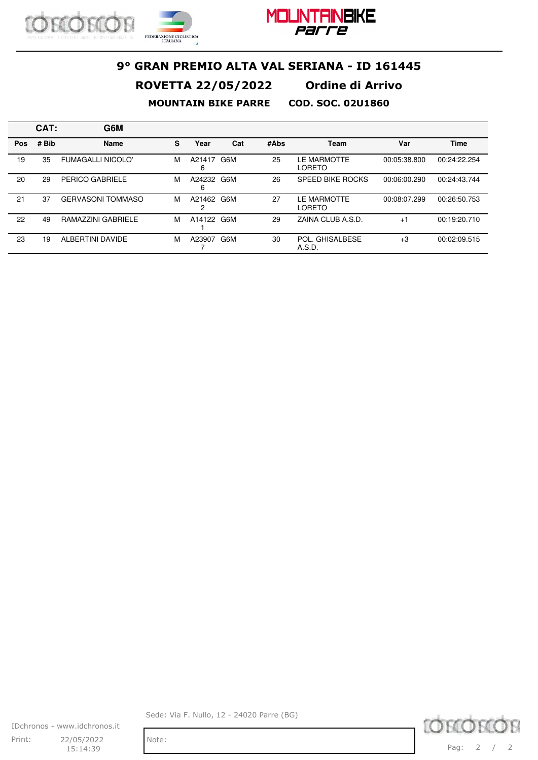# 9° GRAN PREMIO ALTA VAL SERIANA - ID 161445

## ROVETTA 22/05/2022 Ordine di Arrivo

### MOUNTAIN BIKE PARRE COD. SOC. 02U1860

**CAT: G6M**

| Pos | # Bib | Name | S | Year | Cat | #Abs | Team | Var | Time |
|---|---|---|---|---|---|---|---|---|---|
| 19 | 35 | FUMAGALLI NICOLO' | M | A214176 | G6M | 25 | LE MARMOTTE LORETO | 00:05:38.800 | 00:24:22.254 |
| 20 | 29 | PERICO GABRIELE | M | A242326 | G6M | 26 | SPEED BIKE ROCKS | 00:06:00.290 | 00:24:43.744 |
| 21 | 37 | GERVASONI TOMMASO | M | A214622 | G6M | 27 | LE MARMOTTE LORETO | 00:08:07.299 | 00:26:50.753 |
| 22 | 49 | RAMAZZINI GABRIELE | M | A141221 | G6M | 29 | ZAINA CLUB A.S.D. | +1 | 00:19:20.710 |
| 23 | 19 | ALBERTINI DAVIDE | M | A239077 | G6M | 30 | POL. GHISALBESE A.S.D. | +3 | 00:02:09.515 |

Sede: Via F. Nullo, 12 - 24020 Parre (BG)

IDchronos - www.idchronos.it

Print: 22/05/2022 15:14:39

Note: